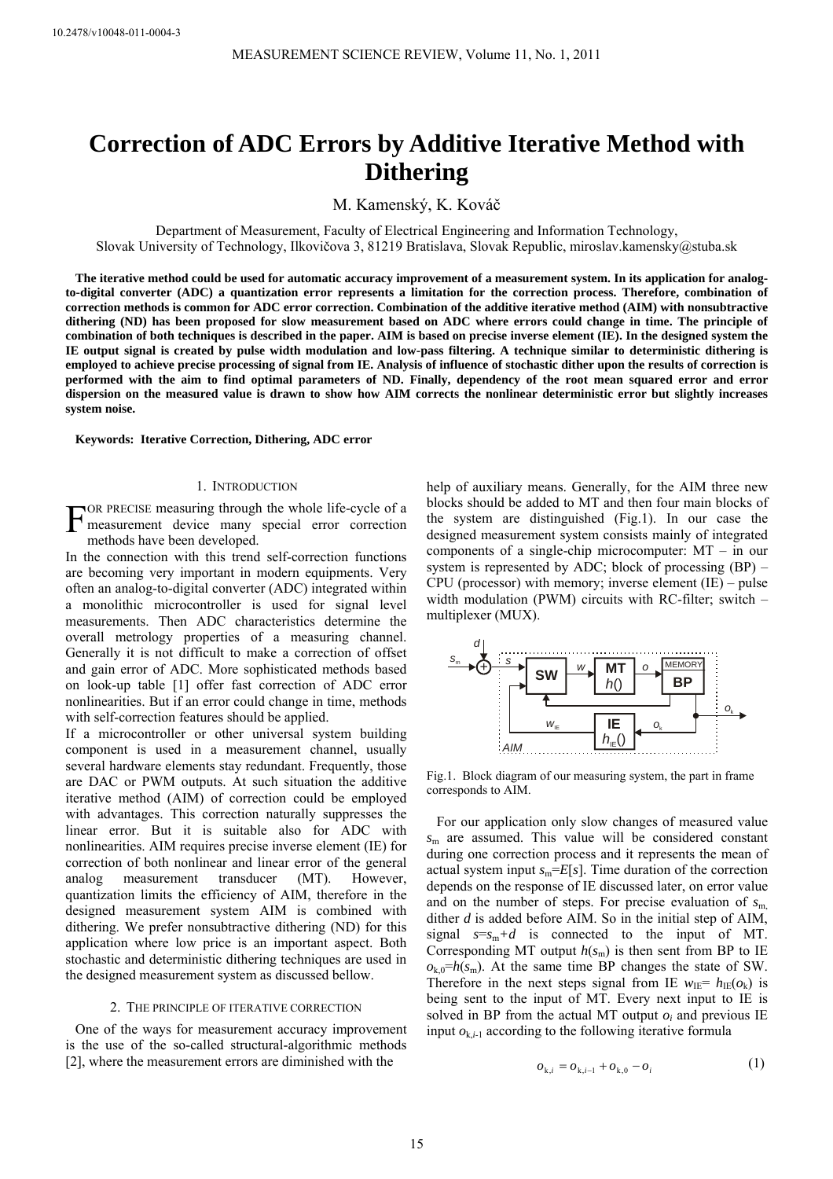10.2478/v10048-011-0004-3

# Correction of ADC Errors by Additive Iterative Method with Dithering

M. Kamenský, K. Kováč

Department of Measurement, Faculty of Electrical Engineering and Information Technology, Slovak University of Technology, Ilkovičova 3, 81219 Bratislava, Slovak Republic, miroslav.kamensky@stuba.sk

**The iterative method could be used for automatic accuracy improvement of a measurement system. In its application for analog-to-digital converter (ADC) a quantization error represents a limitation for the correction process. Therefore, combination of correction methods is common for ADC error correction. Combination of the additive iterative method (AIM) with nonsubtractive dithering (ND) has been proposed for slow measurement based on ADC where errors could change in time. The principle of combination of both techniques is described in the paper. AIM is based on precise inverse element (IE). In the designed system the IE output signal is created by pulse width modulation and low-pass filtering. A technique similar to deterministic dithering is employed to achieve precise processing of signal from IE. Analysis of influence of stochastic dither upon the results of correction is performed with the aim to find optimal parameters of ND. Finally, dependency of the root mean squared error and error dispersion on the measured value is drawn to show how AIM corrects the nonlinear deterministic error but slightly increases system noise.**

**Keywords: Iterative Correction, Dithering, ADC error**

## 1. Introduction

For precise measuring through the whole life-cycle of a measurement device many special error correction methods have been developed.

In the connection with this trend self-correction functions are becoming very important in modern equipments. Very often an analog-to-digital converter (ADC) integrated within a monolithic microcontroller is used for signal level measurements. Then ADC characteristics determine the overall metrology properties of a measuring channel. Generally it is not difficult to make a correction of offset and gain error of ADC. More sophisticated methods based on look-up table [1] offer fast correction of ADC error nonlinearities. But if an error could change in time, methods with self-correction features should be applied.

If a microcontroller or other universal system building component is used in a measurement channel, usually several hardware elements stay redundant. Frequently, those are DAC or PWM outputs. At such situation the additive iterative method (AIM) of correction could be employed with advantages. This correction naturally suppresses the linear error. But it is suitable also for ADC with nonlinearities. AIM requires precise inverse element (IE) for correction of both nonlinear and linear error of the general analog measurement transducer (MT). However, quantization limits the efficiency of AIM, therefore in the designed measurement system AIM is combined with dithering. We prefer nonsubtractive dithering (ND) for this application where low price is an important aspect. Both stochastic and deterministic dithering techniques are used in the designed measurement system as discussed bellow.

## 2. The principle of iterative correction

One of the ways for measurement accuracy improvement is the use of the so-called structural-algorithmic methods [2], where the measurement errors are diminished with the help of auxiliary means. Generally, for the AIM three new blocks should be added to MT and then four main blocks of the system are distinguished (Fig.1). In our case the designed measurement system consists mainly of integrated components of a single-chip microcomputer: MT – in our system is represented by ADC; block of processing (BP) – CPU (processor) with memory; inverse element (IE) – pulse width modulation (PWM) circuits with RC-filter; switch – multiplexer (MUX).

Fig.1. Block diagram of our measuring system, the part in frame corresponds to AIM.

For our application only slow changes of measured value $s_m$ are assumed. This value will be considered constant during one correction process and it represents the mean of actual system input $s_m = E[s]$. Time duration of the correction depends on the response of IE discussed later, on error value and on the number of steps. For precise evaluation of $s_m$, dither $d$ is added before AIM. So in the initial step of AIM, signal $s = s_m + d$ is connected to the input of MT. Corresponding MT output $h(s_m)$ is then sent from BP to IE $o_{k,0} = h(s_m)$. At the same time BP changes the state of SW. Therefore in the next steps signal from IE $w_{IE} = h_{IE}(o_k)$ is being sent to the input of MT. Every next input to IE is solved in BP from the actual MT output $o_i$ and previous IE input $o_{k,i-1}$ according to the following iterative formula

$$o_{k,i} = o_{k,i-1} + o_{k,0} - o_i \tag{1}$$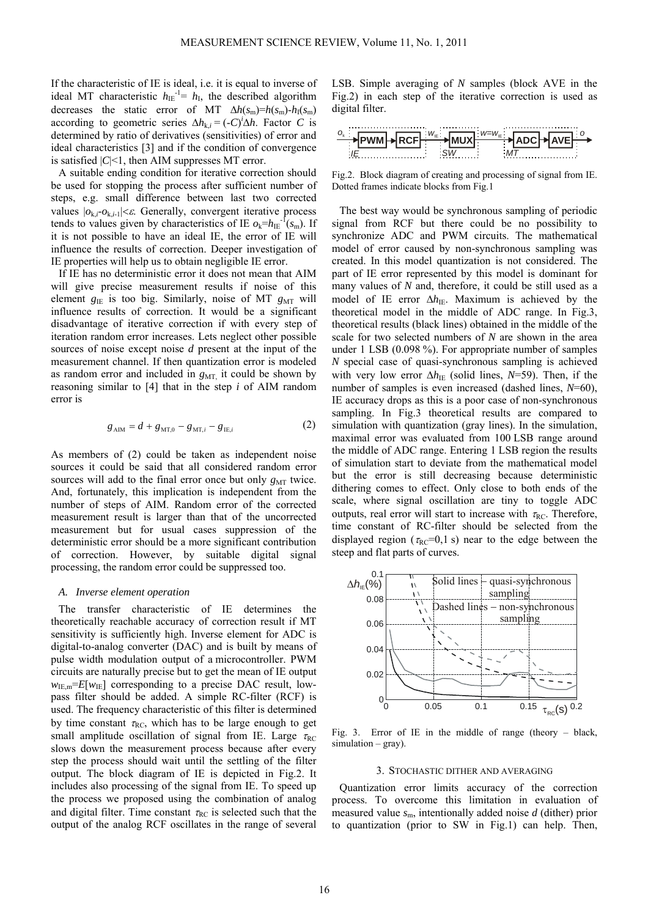If the characteristic of IE is ideal, i.e. it is equal to inverse of ideal MT characteristic $h_{IE}^{-1} = h_I$, the described algorithm decreases the static error of MT $\Delta h(s_m)=h(s_m)-h_I(s_m)$ according to geometric series $\Delta h_{k,i} = (-C)^i \Delta h$. Factor $C$ is determined by ratio of derivatives (sensitivities) of error and ideal characteristics [3] and if the condition of convergence is satisfied $|C|<1$, then AIM suppresses MT error.

A suitable ending condition for iterative correction should be used for stopping the process after sufficient number of steps, e.g. small difference between last two corrected values $|o_{k,i}-o_{k,i-1}|<\varepsilon$. Generally, convergent iterative process tends to values given by characteristics of IE $o_k=h_{IE}^{-1}(s_m)$. If it is not possible to have an ideal IE, the error of IE will influence the results of correction. Deeper investigation of IE properties will help us to obtain negligible IE error.

If IE has no deterministic error it does not mean that AIM will give precise measurement results if noise of this element $g_{IE}$ is too big. Similarly, noise of MT $g_{MT}$ will influence results of correction. It would be a significant disadvantage of iterative correction if with every step of iteration random error increases. Lets neglect other possible sources of noise except noise $d$ present at the input of the measurement channel. If then quantization error is modeled as random error and included in $g_{MT}$, it could be shown by reasoning similar to [4] that in the step $i$ of AIM random error is

$$g_{AIM} = d + g_{MT,0} - g_{MT,i} - g_{IE,i} \tag{2}$$

As members of (2) could be taken as independent noise sources it could be said that all considered random error sources will add to the final error once but only $g_{MT}$ twice. And, fortunately, this implication is independent from the number of steps of AIM. Random error of the corrected measurement result is larger than that of the uncorrected measurement but for usual cases suppression of the deterministic error should be a more significant contribution of correction. However, by suitable digital signal processing, the random error could be suppressed too.

### *A. Inverse element operation*

The transfer characteristic of IE determines the theoretically reachable accuracy of correction result if MT sensitivity is sufficiently high. Inverse element for ADC is digital-to-analog converter (DAC) and is built by means of pulse width modulation output of a microcontroller. PWM circuits are naturally precise but to get the mean of IE output $w_{IE,m}=E[w_{IE}]$ corresponding to a precise DAC result, low-pass filter should be added. A simple RC-filter (RCF) is used. The frequency characteristic of this filter is determined by time constant $\tau_{RC}$, which has to be large enough to get small amplitude oscillation of signal from IE. Large $\tau_{RC}$ slows down the measurement process because after every step the process should wait until the settling of the filter output. The block diagram of IE is depicted in Fig.2. It includes also processing of the signal from IE. To speed up the process we proposed using the combination of analog and digital filter. Time constant $\tau_{RC}$ is selected such that the output of the analog RCF oscillates in the range of several LSB. Simple averaging of $N$ samples (block AVE in the Fig.2) in each step of the iterative correction is used as digital filter.

Fig.2. Block diagram of creating and processing of signal from IE. Dotted frames indicate blocks from Fig.1

The best way would be synchronous sampling of periodic signal from RCF but there could be no possibility to synchronize ADC and PWM circuits. The mathematical model of error caused by non-synchronous sampling was created. In this model quantization is not considered. The part of IE error represented by this model is dominant for many values of $N$ and, therefore, it could be still used as a model of IE error $\Delta h_{IE}$. Maximum is achieved by the theoretical model in the middle of ADC range. In Fig.3, theoretical results (black lines) obtained in the middle of the scale for two selected numbers of $N$ are shown in the area under 1 LSB (0.098 %). For appropriate number of samples $N$ special case of quasi-synchronous sampling is achieved with very low error $\Delta h_{IE}$ (solid lines, $N$=59). Then, if the number of samples is even increased (dashed lines, $N$=60), IE accuracy drops as this is a poor case of non-synchronous sampling. In Fig.3 theoretical results are compared to simulation with quantization (gray lines). In the simulation, maximal error was evaluated from 100 LSB range around the middle of ADC range. Entering 1 LSB region the results of simulation start to deviate from the mathematical model but the error is still decreasing because deterministic dithering comes to effect. Only close to both ends of the scale, where signal oscillation are tiny to toggle ADC outputs, real error will start to increase with $\tau_{RC}$. Therefore, time constant of RC-filter should be selected from the displayed region ($\tau_{RC}$=0,1 s) near to the edge between the steep and flat parts of curves.

Fig. 3. Error of IE in the middle of range (theory – black, simulation – gray).

## 3. Stochastic dither and averaging

Quantization error limits accuracy of the correction process. To overcome this limitation in evaluation of measured value $s_m$, intentionally added noise $d$ (dither) prior to quantization (prior to SW in Fig.1) can help. Then,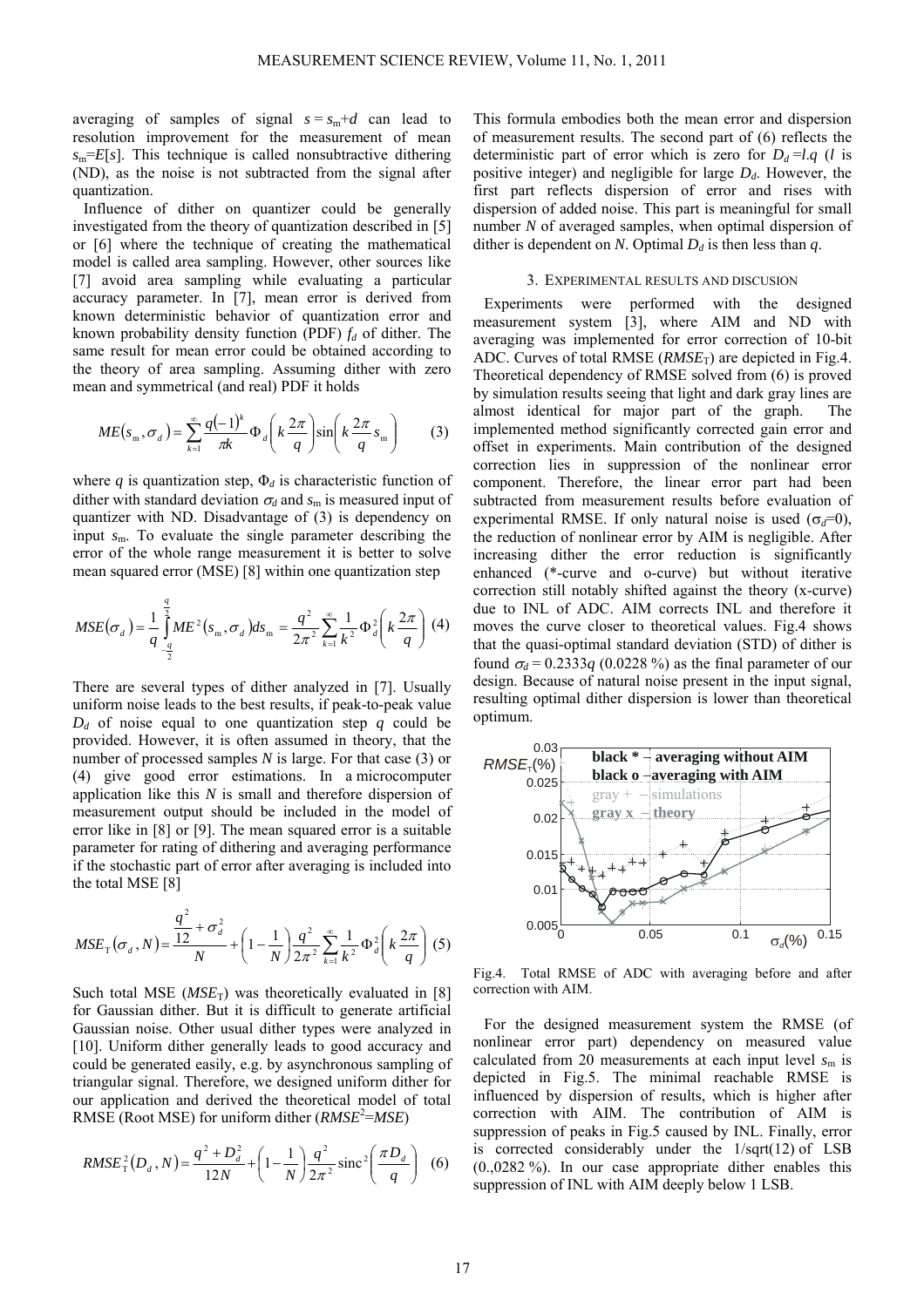averaging of samples of signal $s = s_m + d$ can lead to resolution improvement for the measurement of mean $s_m = E[s]$. This technique is called nonsubtractive dithering (ND), as the noise is not subtracted from the signal after quantization.

Influence of dither on quantizer could be generally investigated from the theory of quantization described in [5] or [6] where the technique of creating the mathematical model is called area sampling. However, other sources like [7] avoid area sampling while evaluating a particular accuracy parameter. In [7], mean error is derived from known deterministic behavior of quantization error and known probability density function (PDF) $f_d$ of dither. The same result for mean error could be obtained according to the theory of area sampling. Assuming dither with zero mean and symmetrical (and real) PDF it holds

$$ME(s_m, \sigma_d) = \sum_{k=1}^{\infty} \frac{q(-1)^k}{\pi k} \Phi_d\left(k\frac{2\pi}{q}\right) \sin\left(k\frac{2\pi}{q}s_m\right) \quad (3)$$

where $q$ is quantization step, $\Phi_d$ is characteristic function of dither with standard deviation $\sigma_d$ and $s_m$ is measured input of quantizer with ND. Disadvantage of (3) is dependency on input $s_m$. To evaluate the single parameter describing the error of the whole range measurement it is better to solve mean squared error (MSE) [8] within one quantization step

$$MSE(\sigma_d) = \frac{1}{q}\int_{-\frac{q}{2}}^{\frac{q}{2}} ME^2(s_m, \sigma_d) ds_m = \frac{q^2}{2\pi^2}\sum_{k=1}^{\infty}\frac{1}{k^2}\Phi_d^2\left(k\frac{2\pi}{q}\right) \quad (4)$$

There are several types of dither analyzed in [7]. Usually uniform noise leads to the best results, if peak-to-peak value $D_d$ of noise equal to one quantization step $q$ could be provided. However, it is often assumed in theory, that the number of processed samples $N$ is large. For that case (3) or (4) give good error estimations. In a microcomputer application like this $N$ is small and therefore dispersion of measurement output should be included in the model of error like in [8] or [9]. The mean squared error is a suitable parameter for rating of dithering and averaging performance if the stochastic part of error after averaging is included into the total MSE [8]

$$MSE_T(\sigma_d, N) = \frac{\frac{q^2}{12} + \sigma_d^2}{N} + \left(1 - \frac{1}{N}\right)\frac{q^2}{2\pi^2}\sum_{k=1}^{\infty}\frac{1}{k^2}\Phi_d^2\left(k\frac{2\pi}{q}\right) \quad (5)$$

Such total MSE ($MSE_T$) was theoretically evaluated in [8] for Gaussian dither. But it is difficult to generate artificial Gaussian noise. Other usual dither types were analyzed in [10]. Uniform dither generally leads to good accuracy and could be generated easily, e.g. by asynchronous sampling of triangular signal. Therefore, we designed uniform dither for our application and derived the theoretical model of total RMSE (Root MSE) for uniform dither ($RMSE^2 = MSE$)

$$RMSE_T^2(D_d, N) = \frac{q^2 + D_d^2}{12N} + \left(1 - \frac{1}{N}\right)\frac{q^2}{2\pi^2}\operatorname{sinc}^2\left(\frac{\pi D_d}{q}\right) \quad (6)$$

This formula embodies both the mean error and dispersion of measurement results. The second part of (6) reflects the deterministic part of error which is zero for $D_d = l.q$ ($l$ is positive integer) and negligible for large $D_d$. However, the first part reflects dispersion of error and rises with dispersion of added noise. This part is meaningful for small number $N$ of averaged samples, when optimal dispersion of dither is dependent on $N$. Optimal $D_d$ is then less than $q$.

## 3. EXPERIMENTAL RESULTS AND DISCUSION

Experiments were performed with the designed measurement system [3], where AIM and ND with averaging was implemented for error correction of 10-bit ADC. Curves of total RMSE ($RMSE_T$) are depicted in Fig.4. Theoretical dependency of RMSE solved from (6) is proved by simulation results seeing that light and dark gray lines are almost identical for major part of the graph. The implemented method significantly corrected gain error and offset in experiments. Main contribution of the designed correction lies in suppression of the nonlinear error component. Therefore, the linear error part had been subtracted from measurement results before evaluation of experimental RMSE. If only natural noise is used ($\sigma_d$=0), the reduction of nonlinear error by AIM is negligible. After increasing dither the error reduction is significantly enhanced (*-curve and o-curve) but without iterative correction still notably shifted against the theory (x-curve) due to INL of ADC. AIM corrects INL and therefore it moves the curve closer to theoretical values. Fig.4 shows that the quasi-optimal standard deviation (STD) of dither is found $\sigma_d = 0.2333q$ (0.0228 %) as the final parameter of our design. Because of natural noise present in the input signal, resulting optimal dither dispersion is lower than theoretical optimum.

Fig.4. Total RMSE of ADC with averaging before and after correction with AIM.

For the designed measurement system the RMSE (of nonlinear error part) dependency on measured value calculated from 20 measurements at each input level $s_m$ is depicted in Fig.5. The minimal reachable RMSE is influenced by dispersion of results, which is higher after correction with AIM. The contribution of AIM is suppression of peaks in Fig.5 caused by INL. Finally, error is corrected considerably under the 1/sqrt(12) of LSB (0.,0282 %). In our case appropriate dither enables this suppression of INL with AIM deeply below 1 LSB.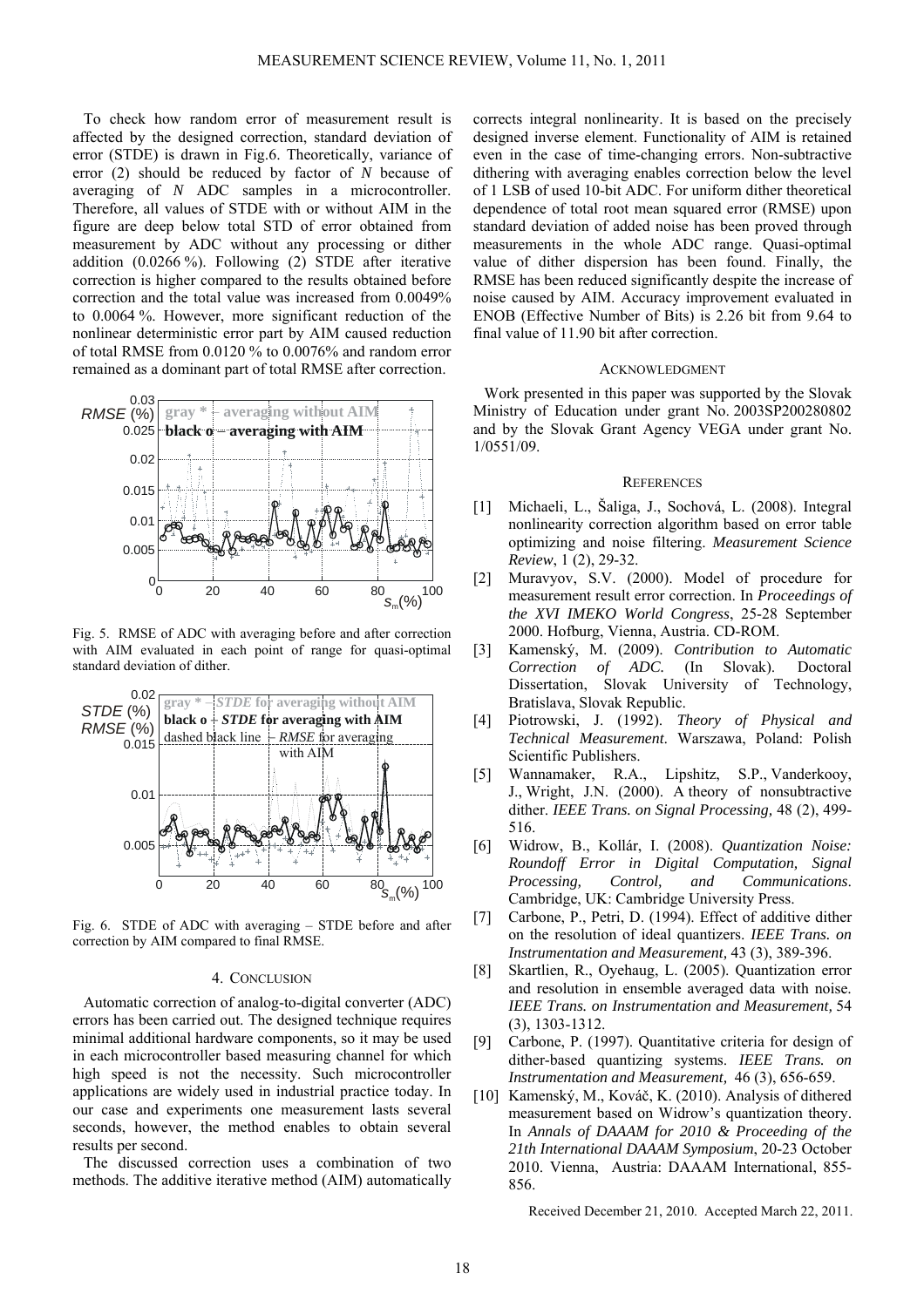To check how random error of measurement result is affected by the designed correction, standard deviation of error (STDE) is drawn in Fig.6. Theoretically, variance of error (2) should be reduced by factor of $N$ because of averaging of $N$ ADC samples in a microcontroller. Therefore, all values of STDE with or without AIM in the figure are deep below total STD of error obtained from measurement by ADC without any processing or dither addition (0.0266 %). Following (2) STDE after iterative correction is higher compared to the results obtained before correction and the total value was increased from 0.0049% to 0.0064 %. However, more significant reduction of the nonlinear deterministic error part by AIM caused reduction of total RMSE from 0.0120 % to 0.0076% and random error remained as a dominant part of total RMSE after correction.

RMSE (%)
gray * – averaging without AIM
black o – averaging with AIM
0.03
0.025
0.02
0.015
0.01
0.005
0
0 20 40 60 80 100
$s_m$(%)

Fig. 5. RMSE of ADC with averaging before and after correction with AIM evaluated in each point of range for quasi-optimal standard deviation of dither.

STDE (%)
RMSE (%)
gray * – STDE for averaging without AIM
black o – STDE for averaging with AIM
dashed black line – RMSE for averaging with AIM
0.02
0.015
0.01
0.005
0 20 40 60 80 100
$s_m$(%)

Fig. 6. STDE of ADC with averaging – STDE before and after correction by AIM compared to final RMSE.

## 4. CONCLUSION

Automatic correction of analog-to-digital converter (ADC) errors has been carried out. The designed technique requires minimal additional hardware components, so it may be used in each microcontroller based measuring channel for which high speed is not the necessity. Such microcontroller applications are widely used in industrial practice today. In our case and experiments one measurement lasts several seconds, however, the method enables to obtain several results per second.

The discussed correction uses a combination of two methods. The additive iterative method (AIM) automatically corrects integral nonlinearity. It is based on the precisely designed inverse element. Functionality of AIM is retained even in the case of time-changing errors. Non-subtractive dithering with averaging enables correction below the level of 1 LSB of used 10-bit ADC. For uniform dither theoretical dependence of total root mean squared error (RMSE) upon standard deviation of added noise has been proved through measurements in the whole ADC range. Quasi-optimal value of dither dispersion has been found. Finally, the RMSE has been reduced significantly despite the increase of noise caused by AIM. Accuracy improvement evaluated in ENOB (Effective Number of Bits) is 2.26 bit from 9.64 to final value of 11.90 bit after correction.

## ACKNOWLEDGMENT

Work presented in this paper was supported by the Slovak Ministry of Education under grant No. 2003SP200280802 and by the Slovak Grant Agency VEGA under grant No. 1/0551/09.

## REFERENCES

[1] Michaeli, L., Šaliga, J., Sochová, L. (2008). Integral nonlinearity correction algorithm based on error table optimizing and noise filtering. *Measurement Science Review*, 1 (2), 29-32.

[2] Muravyov, S.V. (2000). Model of procedure for measurement result error correction. In *Proceedings of the XVI IMEKO World Congress*, 25-28 September 2000. Hofburg, Vienna, Austria. CD-ROM.

[3] Kamenský, M. (2009). *Contribution to Automatic Correction of ADC.* (In Slovak). Doctoral Dissertation, Slovak University of Technology, Bratislava, Slovak Republic.

[4] Piotrowski, J. (1992). *Theory of Physical and Technical Measurement*. Warszawa, Poland: Polish Scientific Publishers.

[5] Wannamaker, R.A., Lipshitz, S.P., Vanderkooy, J., Wright, J.N. (2000). A theory of nonsubtractive dither. *IEEE Trans. on Signal Processing,* 48 (2), 499-516.

[6] Widrow, B., Kollár, I. (2008). *Quantization Noise: Roundoff Error in Digital Computation, Signal Processing, Control, and Communications*. Cambridge, UK: Cambridge University Press.

[7] Carbone, P., Petri, D. (1994). Effect of additive dither on the resolution of ideal quantizers. *IEEE Trans. on Instrumentation and Measurement,* 43 (3), 389-396.

[8] Skartlien, R., Oyehaug, L. (2005). Quantization error and resolution in ensemble averaged data with noise. *IEEE Trans. on Instrumentation and Measurement,* 54 (3), 1303-1312.

[9] Carbone, P. (1997). Quantitative criteria for design of dither-based quantizing systems. *IEEE Trans. on Instrumentation and Measurement,* 46 (3), 656-659.

[10] Kamenský, M., Kováč, K. (2010). Analysis of dithered measurement based on Widrow's quantization theory. In *Annals of DAAAM for 2010 & Proceeding of the 21th International DAAAM Symposium*, 20-23 October 2010. Vienna, Austria: DAAAM International, 855-856.

Received December 21, 2010. Accepted March 22, 2011.